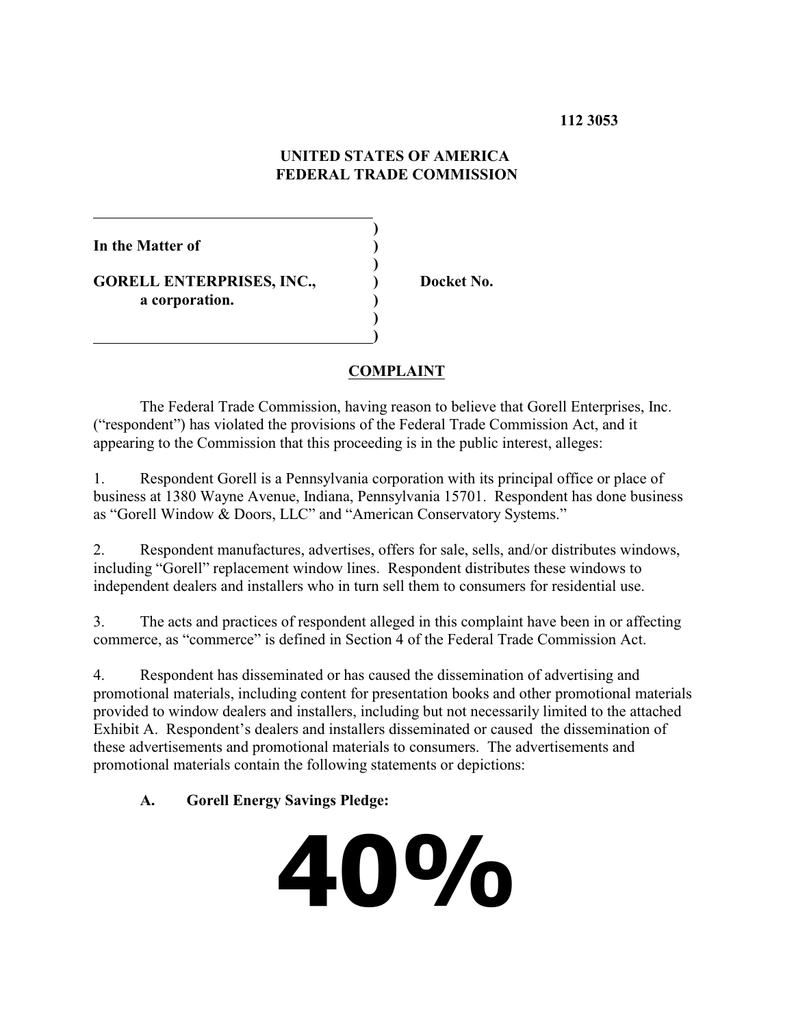**112 3053**

**UNITED STATES OF AMERICA**
**FEDERAL TRADE COMMISSION**

| | | |
|---|---|---|
| **In the Matter of** | ) | |
| | ) | |
| **GORELL ENTERPRISES, INC.,** | ) | **Docket No.** |
| **a corporation.** | ) | |
| | ) | |

## COMPLAINT

The Federal Trade Commission, having reason to believe that Gorell Enterprises, Inc. ("respondent") has violated the provisions of the Federal Trade Commission Act, and it appearing to the Commission that this proceeding is in the public interest, alleges:

1. Respondent Gorell is a Pennsylvania corporation with its principal office or place of business at 1380 Wayne Avenue, Indiana, Pennsylvania 15701. Respondent has done business as "Gorell Window & Doors, LLC" and "American Conservatory Systems."

2. Respondent manufactures, advertises, offers for sale, sells, and/or distributes windows, including "Gorell" replacement window lines. Respondent distributes these windows to independent dealers and installers who in turn sell them to consumers for residential use.

3. The acts and practices of respondent alleged in this complaint have been in or affecting commerce, as "commerce" is defined in Section 4 of the Federal Trade Commission Act.

4. Respondent has disseminated or has caused the dissemination of advertising and promotional materials, including content for presentation books and other promotional materials provided to window dealers and installers, including but not necessarily limited to the attached Exhibit A. Respondent's dealers and installers disseminated or caused the dissemination of these advertisements and promotional materials to consumers. The advertisements and promotional materials contain the following statements or depictions:

**A. Gorell Energy Savings Pledge:**

# 40%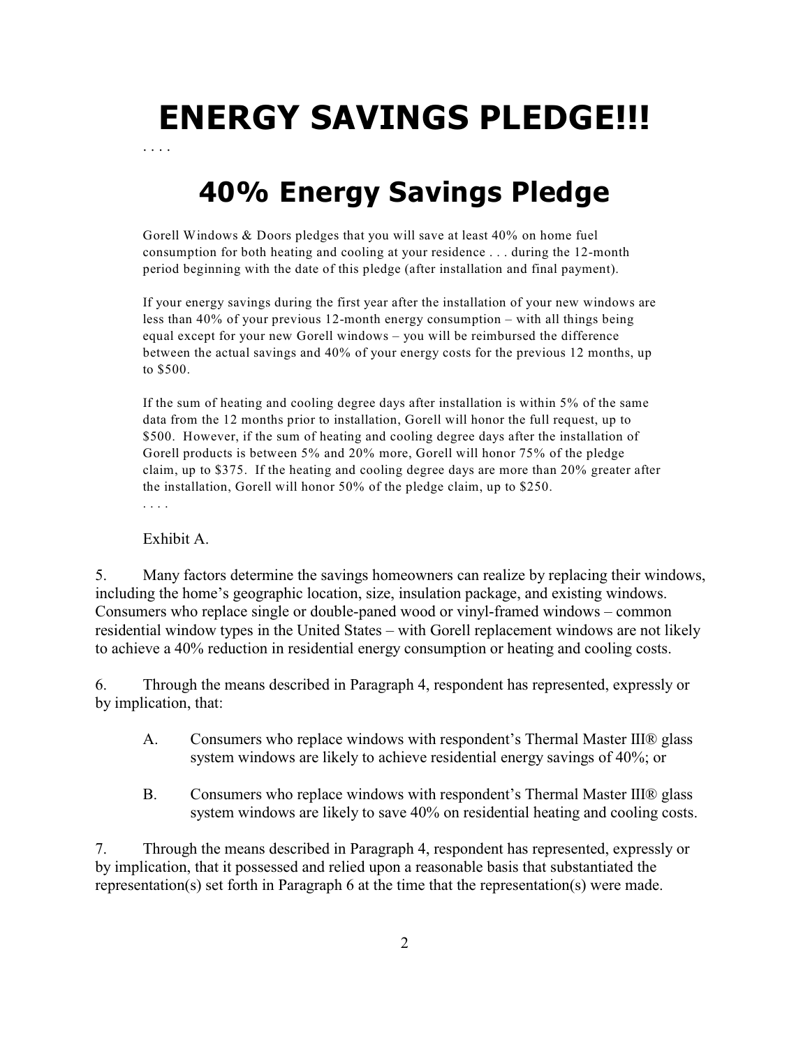# ENERGY SAVINGS PLEDGE!!!

. . . .

# 40% Energy Savings Pledge

Gorell Windows & Doors pledges that you will save at least 40% on home fuel consumption for both heating and cooling at your residence . . . during the 12-month period beginning with the date of this pledge (after installation and final payment).

If your energy savings during the first year after the installation of your new windows are less than 40% of your previous 12-month energy consumption – with all things being equal except for your new Gorell windows – you will be reimbursed the difference between the actual savings and 40% of your energy costs for the previous 12 months, up to $500.

If the sum of heating and cooling degree days after installation is within 5% of the same data from the 12 months prior to installation, Gorell will honor the full request, up to $500. However, if the sum of heating and cooling degree days after the installation of Gorell products is between 5% and 20% more, Gorell will honor 75% of the pledge claim, up to $375. If the heating and cooling degree days are more than 20% greater after the installation, Gorell will honor 50% of the pledge claim, up to $250.

. . . .

Exhibit A.

5. Many factors determine the savings homeowners can realize by replacing their windows, including the home's geographic location, size, insulation package, and existing windows. Consumers who replace single or double-paned wood or vinyl-framed windows – common residential window types in the United States – with Gorell replacement windows are not likely to achieve a 40% reduction in residential energy consumption or heating and cooling costs.

6. Through the means described in Paragraph 4, respondent has represented, expressly or by implication, that:

A. Consumers who replace windows with respondent's Thermal Master III® glass system windows are likely to achieve residential energy savings of 40%; or

B. Consumers who replace windows with respondent's Thermal Master III® glass system windows are likely to save 40% on residential heating and cooling costs.

7. Through the means described in Paragraph 4, respondent has represented, expressly or by implication, that it possessed and relied upon a reasonable basis that substantiated the representation(s) set forth in Paragraph 6 at the time that the representation(s) were made.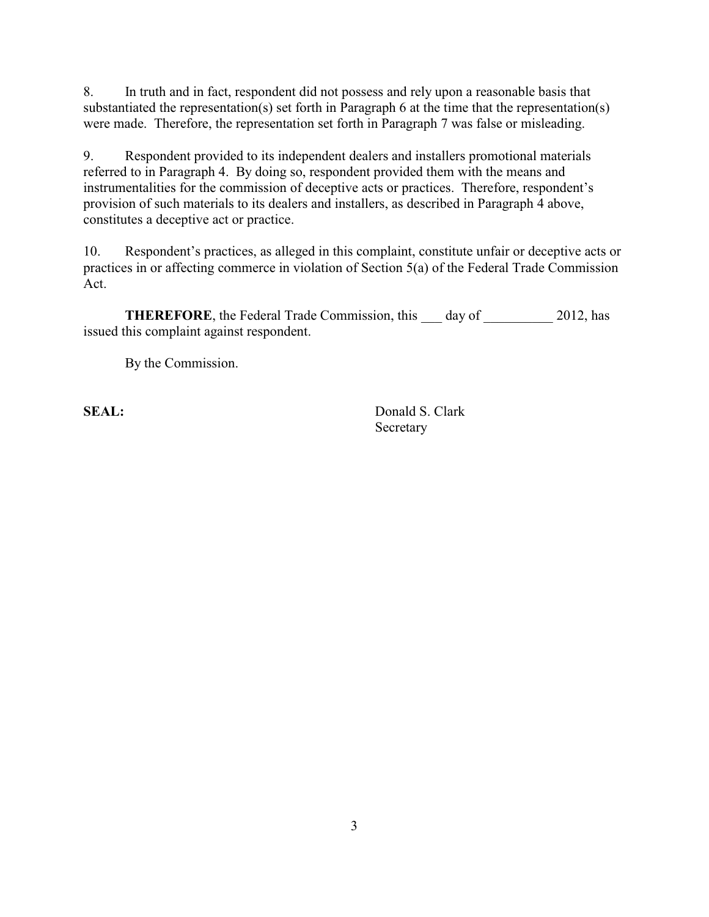8. In truth and in fact, respondent did not possess and rely upon a reasonable basis that substantiated the representation(s) set forth in Paragraph 6 at the time that the representation(s) were made. Therefore, the representation set forth in Paragraph 7 was false or misleading.

9. Respondent provided to its independent dealers and installers promotional materials referred to in Paragraph 4. By doing so, respondent provided them with the means and instrumentalities for the commission of deceptive acts or practices. Therefore, respondent's provision of such materials to its dealers and installers, as described in Paragraph 4 above, constitutes a deceptive act or practice.

10. Respondent's practices, as alleged in this complaint, constitute unfair or deceptive acts or practices in or affecting commerce in violation of Section 5(a) of the Federal Trade Commission Act.

**THEREFORE**, the Federal Trade Commission, this ___ day of __________ 2012, has issued this complaint against respondent.

By the Commission.

**SEAL:**

Donald S. Clark
Secretary